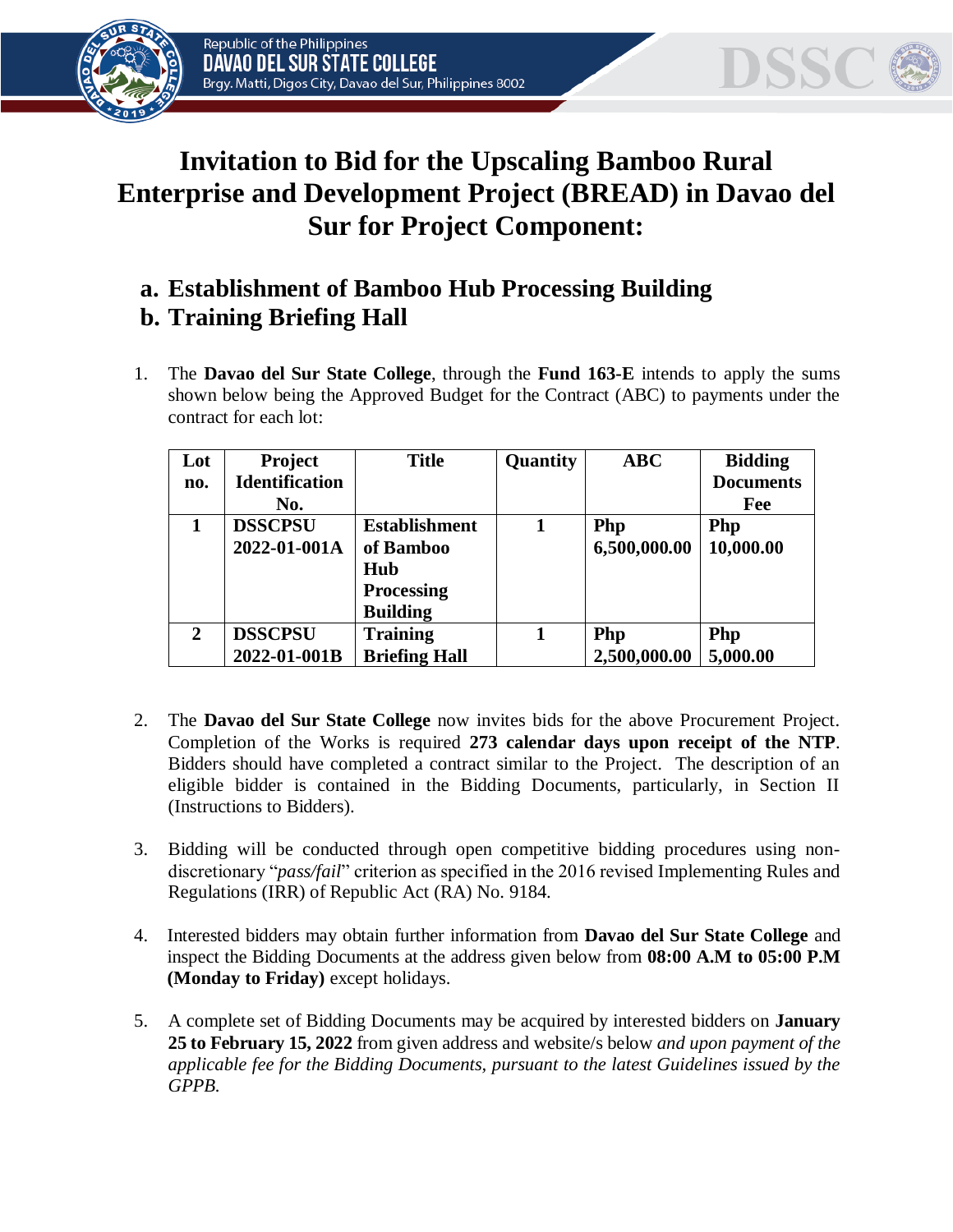# Invitation to Bid for the Upscaling Bamboo Rural Enterprise and Development Project (BREAD) in Davao del Sur for Project Component:

## a. Establishment of Bamboo Hub Processing Building
## b. Training Briefing Hall

1. The **Davao del Sur State College**, through the **Fund 163-E** intends to apply the sums shown below being the Approved Budget for the Contract (ABC) to payments under the contract for each lot:

| Lot no. | Project Identification No. | Title | Quantity | ABC | Bidding Documents Fee |
|---|---|---|---|---|---|
| **1** | **DSSCPSU 2022-01-001A** | **Establishment of Bamboo Hub Processing Building** | **1** | **Php 6,500,000.00** | **Php 10,000.00** |
| **2** | **DSSCPSU 2022-01-001B** | **Training Briefing Hall** | **1** | **Php 2,500,000.00** | **Php 5,000.00** |

2. The **Davao del Sur State College** now invites bids for the above Procurement Project. Completion of the Works is required **273 calendar days upon receipt of the NTP**. Bidders should have completed a contract similar to the Project. The description of an eligible bidder is contained in the Bidding Documents, particularly, in Section II (Instructions to Bidders).

3. Bidding will be conducted through open competitive bidding procedures using non-discretionary "*pass/fail*" criterion as specified in the 2016 revised Implementing Rules and Regulations (IRR) of Republic Act (RA) No. 9184.

4. Interested bidders may obtain further information from **Davao del Sur State College** and inspect the Bidding Documents at the address given below from **08:00 A.M to 05:00 P.M (Monday to Friday)** except holidays.

5. A complete set of Bidding Documents may be acquired by interested bidders on **January 25 to February 15, 2022** from given address and website/s below *and upon payment of the applicable fee for the Bidding Documents, pursuant to the latest Guidelines issued by the GPPB.*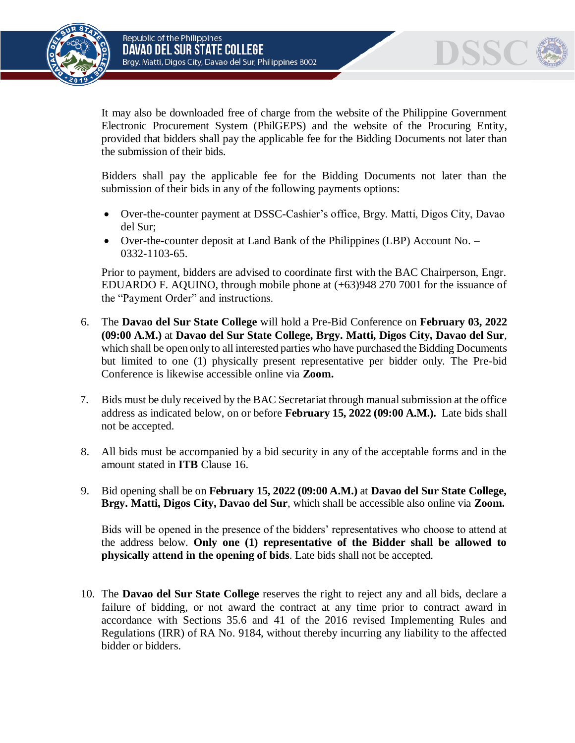It may also be downloaded free of charge from the website of the Philippine Government Electronic Procurement System (PhilGEPS) and the website of the Procuring Entity, provided that bidders shall pay the applicable fee for the Bidding Documents not later than the submission of their bids.

Bidders shall pay the applicable fee for the Bidding Documents not later than the submission of their bids in any of the following payments options:

- Over-the-counter payment at DSSC-Cashier's office, Brgy. Matti, Digos City, Davao del Sur;
- Over-the-counter deposit at Land Bank of the Philippines (LBP) Account No. – 0332-1103-65.

Prior to payment, bidders are advised to coordinate first with the BAC Chairperson, Engr. EDUARDO F. AQUINO, through mobile phone at (+63)948 270 7001 for the issuance of the "Payment Order" and instructions.

6. The **Davao del Sur State College** will hold a Pre-Bid Conference on **February 03, 2022 (09:00 A.M.)** at **Davao del Sur State College, Brgy. Matti, Digos City, Davao del Sur**, which shall be open only to all interested parties who have purchased the Bidding Documents but limited to one (1) physically present representative per bidder only. The Pre-bid Conference is likewise accessible online via **Zoom.**

7. Bids must be duly received by the BAC Secretariat through manual submission at the office address as indicated below, on or before **February 15, 2022 (09:00 A.M.).** Late bids shall not be accepted.

8. All bids must be accompanied by a bid security in any of the acceptable forms and in the amount stated in **ITB** Clause 16.

9. Bid opening shall be on **February 15, 2022 (09:00 A.M.)** at **Davao del Sur State College, Brgy. Matti, Digos City, Davao del Sur**, which shall be accessible also online via **Zoom.**

   Bids will be opened in the presence of the bidders' representatives who choose to attend at the address below. **Only one (1) representative of the Bidder shall be allowed to physically attend in the opening of bids**. Late bids shall not be accepted.

10. The **Davao del Sur State College** reserves the right to reject any and all bids, declare a failure of bidding, or not award the contract at any time prior to contract award in accordance with Sections 35.6 and 41 of the 2016 revised Implementing Rules and Regulations (IRR) of RA No. 9184, without thereby incurring any liability to the affected bidder or bidders.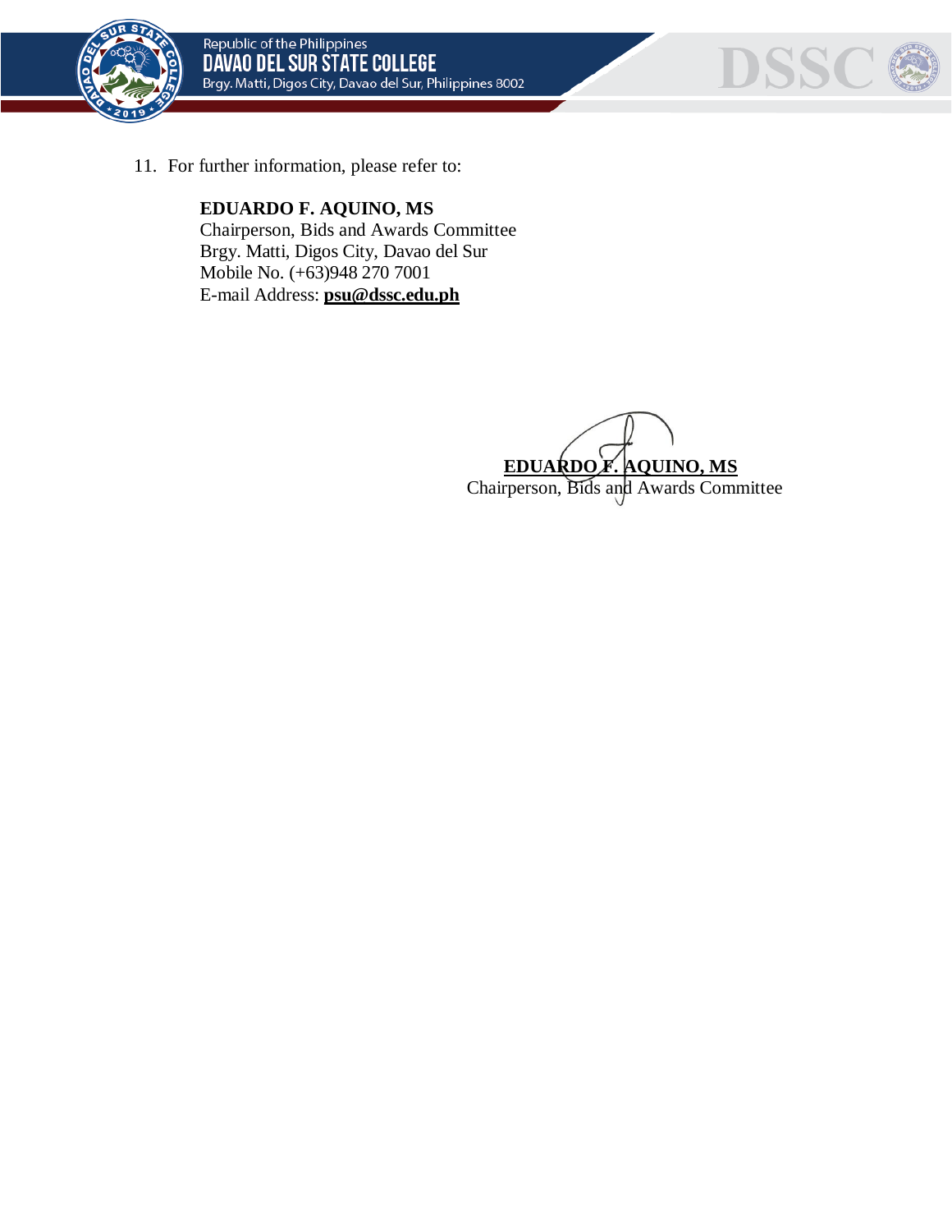11. For further information, please refer to:

    **EDUARDO F. AQUINO, MS**
    Chairperson, Bids and Awards Committee
    Brgy. Matti, Digos City, Davao del Sur
    Mobile No. (+63)948 270 7001
    E-mail Address: **psu@dssc.edu.ph**

**EDUARDO F. AQUINO, MS**
Chairperson, Bids and Awards Committee